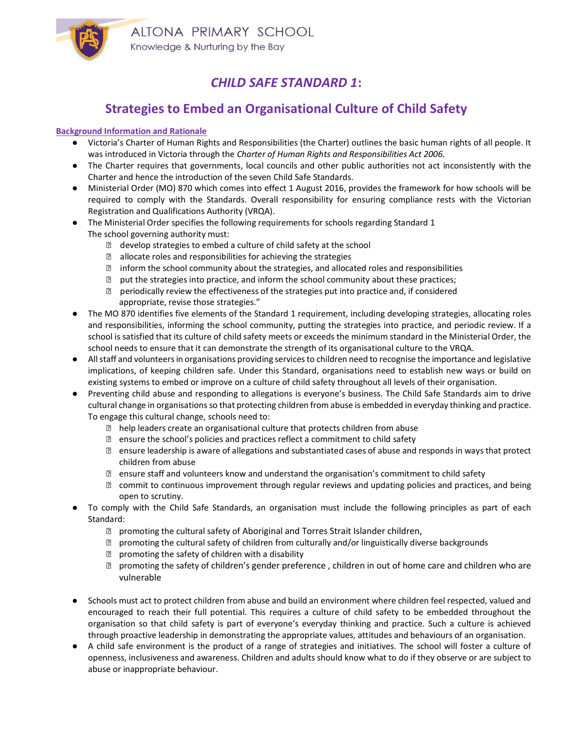ALTONA PRIMARY SCHOOL

Knowledge & Nurturing by the Bay

# *CHILD SAFE STANDARD 1*:

## Strategies to Embed an Organisational Culture of Child Safety

**Background Information and Rationale**

- Victoria's Charter of Human Rights and Responsibilities (the Charter) outlines the basic human rights of all people. It was introduced in Victoria through the *Charter of Human Rights and Responsibilities Act 2006.*
- The Charter requires that governments, local councils and other public authorities not act inconsistently with the Charter and hence the introduction of the seven Child Safe Standards.
- Ministerial Order (MO) 870 which comes into effect 1 August 2016, provides the framework for how schools will be required to comply with the Standards. Overall responsibility for ensuring compliance rests with the Victorian Registration and Qualifications Authority (VRQA).
- The Ministerial Order specifies the following requirements for schools regarding Standard 1
  The school governing authority must:
  - develop strategies to embed a culture of child safety at the school
  - allocate roles and responsibilities for achieving the strategies
  - inform the school community about the strategies, and allocated roles and responsibilities
  - put the strategies into practice, and inform the school community about these practices;
  - periodically review the effectiveness of the strategies put into practice and, if considered appropriate, revise those strategies."
- The MO 870 identifies five elements of the Standard 1 requirement, including developing strategies, allocating roles and responsibilities, informing the school community, putting the strategies into practice, and periodic review. If a school is satisfied that its culture of child safety meets or exceeds the minimum standard in the Ministerial Order, the school needs to ensure that it can demonstrate the strength of its organisational culture to the VRQA.
- All staff and volunteers in organisations providing services to children need to recognise the importance and legislative implications, of keeping children safe. Under this Standard, organisations need to establish new ways or build on existing systems to embed or improve on a culture of child safety throughout all levels of their organisation.
- Preventing child abuse and responding to allegations is everyone's business. The Child Safe Standards aim to drive cultural change in organisations so that protecting children from abuse is embedded in everyday thinking and practice. To engage this cultural change, schools need to:
  - help leaders create an organisational culture that protects children from abuse
  - ensure the school's policies and practices reflect a commitment to child safety
  - ensure leadership is aware of allegations and substantiated cases of abuse and responds in ways that protect children from abuse
  - ensure staff and volunteers know and understand the organisation's commitment to child safety
  - commit to continuous improvement through regular reviews and updating policies and practices, and being open to scrutiny.
- To comply with the Child Safe Standards, an organisation must include the following principles as part of each Standard:
  - promoting the cultural safety of Aboriginal and Torres Strait Islander children,
  - promoting the cultural safety of children from culturally and/or linguistically diverse backgrounds
  - promoting the safety of children with a disability
  - promoting the safety of children's gender preference , children in out of home care and children who are vulnerable
- Schools must act to protect children from abuse and build an environment where children feel respected, valued and encouraged to reach their full potential. This requires a culture of child safety to be embedded throughout the organisation so that child safety is part of everyone's everyday thinking and practice. Such a culture is achieved through proactive leadership in demonstrating the appropriate values, attitudes and behaviours of an organisation.
- A child safe environment is the product of a range of strategies and initiatives. The school will foster a culture of openness, inclusiveness and awareness. Children and adults should know what to do if they observe or are subject to abuse or inappropriate behaviour.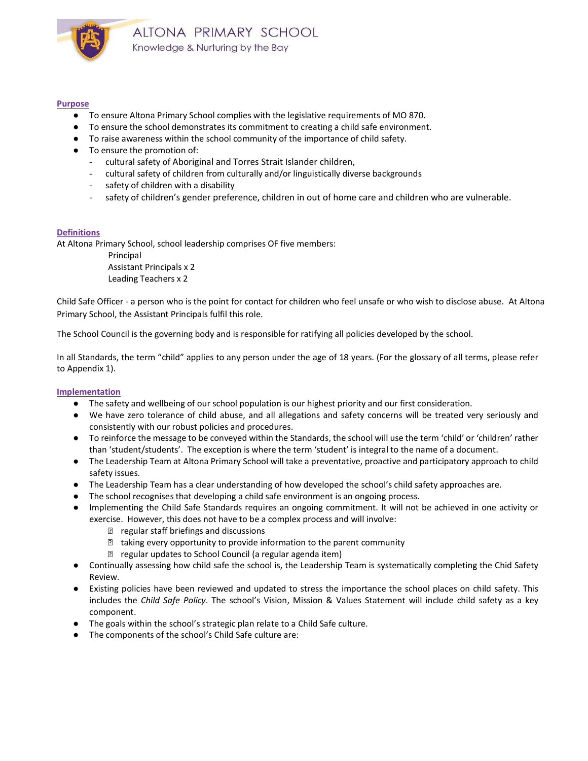## Purpose

- To ensure Altona Primary School complies with the legislative requirements of MO 870.
- To ensure the school demonstrates its commitment to creating a child safe environment.
- To raise awareness within the school community of the importance of child safety.
- To ensure the promotion of:
  - cultural safety of Aboriginal and Torres Strait Islander children,
  - cultural safety of children from culturally and/or linguistically diverse backgrounds
  - safety of children with a disability
  - safety of children's gender preference, children in out of home care and children who are vulnerable.

## Definitions

At Altona Primary School, school leadership comprises OF five members:

Principal
Assistant Principals x 2
Leading Teachers x 2

Child Safe Officer - a person who is the point for contact for children who feel unsafe or who wish to disclose abuse. At Altona Primary School, the Assistant Principals fulfil this role.

The School Council is the governing body and is responsible for ratifying all policies developed by the school.

In all Standards, the term "child" applies to any person under the age of 18 years. (For the glossary of all terms, please refer to Appendix 1).

## Implementation

- The safety and wellbeing of our school population is our highest priority and our first consideration.
- We have zero tolerance of child abuse, and all allegations and safety concerns will be treated very seriously and consistently with our robust policies and procedures.
- To reinforce the message to be conveyed within the Standards, the school will use the term 'child' or 'children' rather than 'student/students'. The exception is where the term 'student' is integral to the name of a document.
- The Leadership Team at Altona Primary School will take a preventative, proactive and participatory approach to child safety issues.
- The Leadership Team has a clear understanding of how developed the school's child safety approaches are.
- The school recognises that developing a child safe environment is an ongoing process.
- Implementing the Child Safe Standards requires an ongoing commitment. It will not be achieved in one activity or exercise. However, this does not have to be a complex process and will involve:
  - regular staff briefings and discussions
  - taking every opportunity to provide information to the parent community
  - regular updates to School Council (a regular agenda item)
- Continually assessing how child safe the school is, the Leadership Team is systematically completing the Chid Safety Review.
- Existing policies have been reviewed and updated to stress the importance the school places on child safety. This includes the *Child Safe Policy*. The school's Vision, Mission & Values Statement will include child safety as a key component.
- The goals within the school's strategic plan relate to a Child Safe culture.
- The components of the school's Child Safe culture are: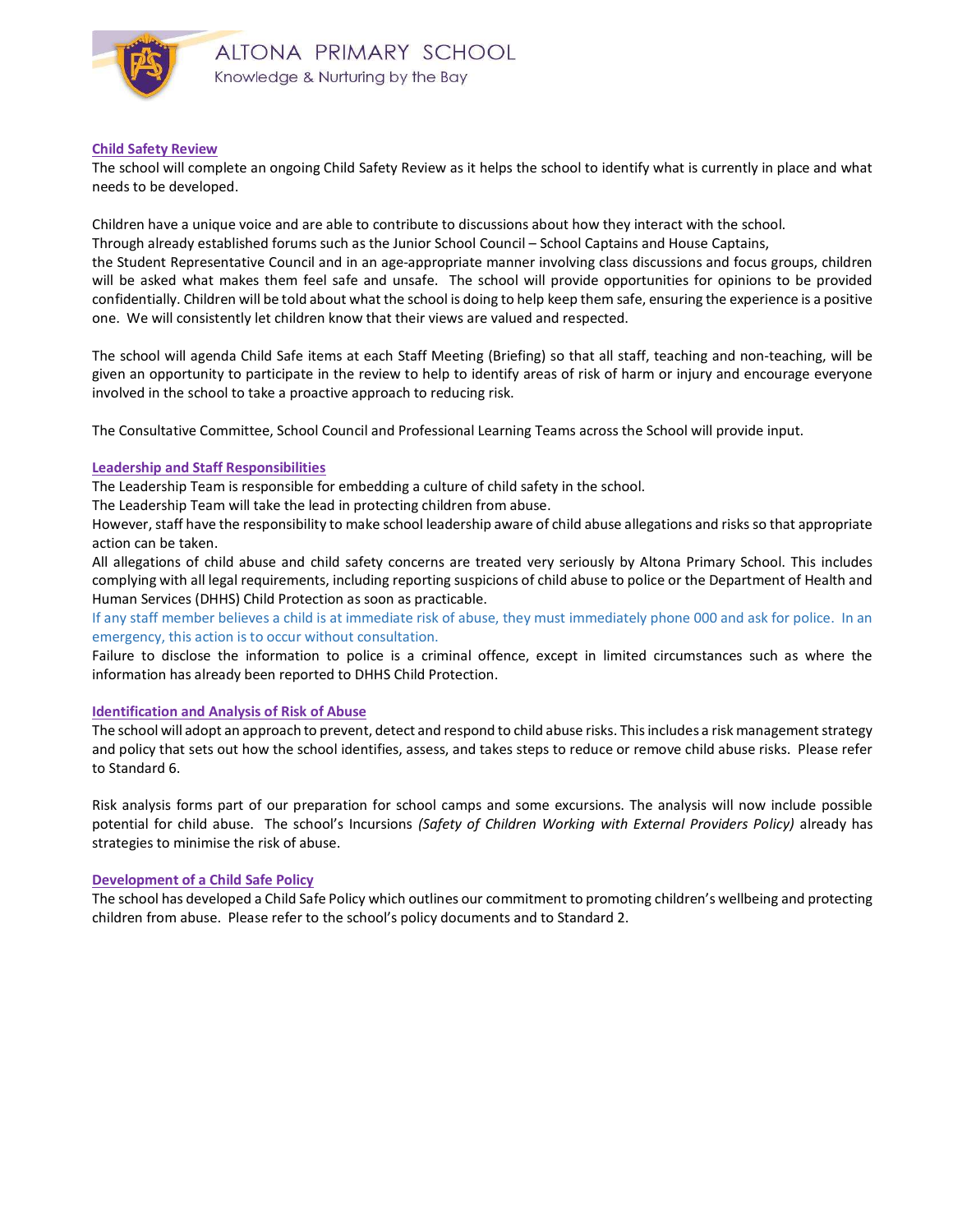## Child Safety Review

The school will complete an ongoing Child Safety Review as it helps the school to identify what is currently in place and what needs to be developed.

Children have a unique voice and are able to contribute to discussions about how they interact with the school. Through already established forums such as the Junior School Council – School Captains and House Captains, the Student Representative Council and in an age-appropriate manner involving class discussions and focus groups, children will be asked what makes them feel safe and unsafe. The school will provide opportunities for opinions to be provided confidentially. Children will be told about what the school is doing to help keep them safe, ensuring the experience is a positive one. We will consistently let children know that their views are valued and respected.

The school will agenda Child Safe items at each Staff Meeting (Briefing) so that all staff, teaching and non-teaching, will be given an opportunity to participate in the review to help to identify areas of risk of harm or injury and encourage everyone involved in the school to take a proactive approach to reducing risk.

The Consultative Committee, School Council and Professional Learning Teams across the School will provide input.

## Leadership and Staff Responsibilities

The Leadership Team is responsible for embedding a culture of child safety in the school.
The Leadership Team will take the lead in protecting children from abuse.
However, staff have the responsibility to make school leadership aware of child abuse allegations and risks so that appropriate action can be taken.
All allegations of child abuse and child safety concerns are treated very seriously by Altona Primary School. This includes complying with all legal requirements, including reporting suspicions of child abuse to police or the Department of Health and Human Services (DHHS) Child Protection as soon as practicable.
If any staff member believes a child is at immediate risk of abuse, they must immediately phone 000 and ask for police. In an emergency, this action is to occur without consultation.
Failure to disclose the information to police is a criminal offence, except in limited circumstances such as where the information has already been reported to DHHS Child Protection.

## Identification and Analysis of Risk of Abuse

The school will adopt an approach to prevent, detect and respond to child abuse risks. This includes a risk management strategy and policy that sets out how the school identifies, assess, and takes steps to reduce or remove child abuse risks. Please refer to Standard 6.

Risk analysis forms part of our preparation for school camps and some excursions. The analysis will now include possible potential for child abuse. The school's Incursions *(Safety of Children Working with External Providers Policy)* already has strategies to minimise the risk of abuse.

## Development of a Child Safe Policy

The school has developed a Child Safe Policy which outlines our commitment to promoting children's wellbeing and protecting children from abuse. Please refer to the school's policy documents and to Standard 2.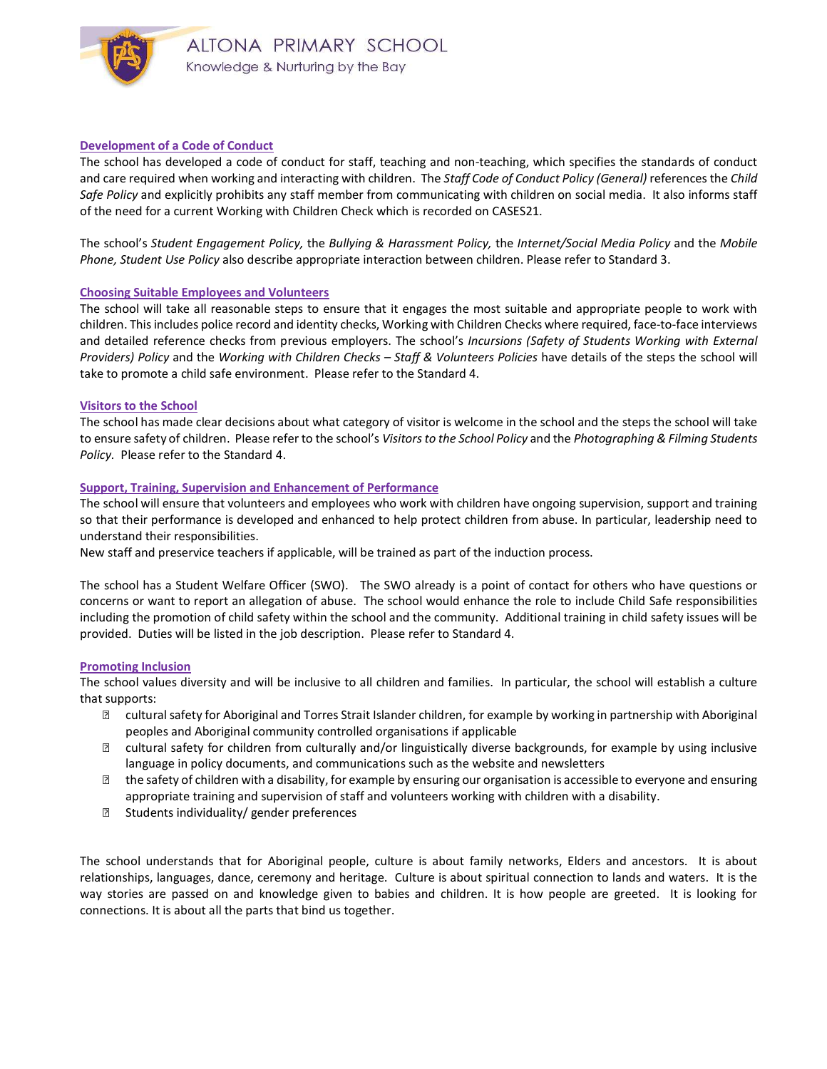### Development of a Code of Conduct

The school has developed a code of conduct for staff, teaching and non-teaching, which specifies the standards of conduct and care required when working and interacting with children. The *Staff Code of Conduct Policy (General)* references the *Child Safe Policy* and explicitly prohibits any staff member from communicating with children on social media. It also informs staff of the need for a current Working with Children Check which is recorded on CASES21.

The school's *Student Engagement Policy,* the *Bullying & Harassment Policy,* the *Internet/Social Media Policy* and the *Mobile Phone, Student Use Policy* also describe appropriate interaction between children. Please refer to Standard 3.

### Choosing Suitable Employees and Volunteers

The school will take all reasonable steps to ensure that it engages the most suitable and appropriate people to work with children. This includes police record and identity checks, Working with Children Checks where required, face-to-face interviews and detailed reference checks from previous employers. The school's *Incursions (Safety of Students Working with External Providers) Policy* and the *Working with Children Checks – Staff & Volunteers Policies* have details of the steps the school will take to promote a child safe environment. Please refer to the Standard 4.

### Visitors to the School

The school has made clear decisions about what category of visitor is welcome in the school and the steps the school will take to ensure safety of children. Please refer to the school's *Visitors to the School Policy* and the *Photographing & Filming Students Policy.* Please refer to the Standard 4.

### Support, Training, Supervision and Enhancement of Performance

The school will ensure that volunteers and employees who work with children have ongoing supervision, support and training so that their performance is developed and enhanced to help protect children from abuse. In particular, leadership need to understand their responsibilities.
New staff and preservice teachers if applicable, will be trained as part of the induction process.

The school has a Student Welfare Officer (SWO). The SWO already is a point of contact for others who have questions or concerns or want to report an allegation of abuse. The school would enhance the role to include Child Safe responsibilities including the promotion of child safety within the school and the community. Additional training in child safety issues will be provided. Duties will be listed in the job description. Please refer to Standard 4.

### Promoting Inclusion

The school values diversity and will be inclusive to all children and families. In particular, the school will establish a culture that supports:

- cultural safety for Aboriginal and Torres Strait Islander children, for example by working in partnership with Aboriginal peoples and Aboriginal community controlled organisations if applicable
- cultural safety for children from culturally and/or linguistically diverse backgrounds, for example by using inclusive language in policy documents, and communications such as the website and newsletters
- the safety of children with a disability, for example by ensuring our organisation is accessible to everyone and ensuring appropriate training and supervision of staff and volunteers working with children with a disability.
- Students individuality/ gender preferences

The school understands that for Aboriginal people, culture is about family networks, Elders and ancestors. It is about relationships, languages, dance, ceremony and heritage. Culture is about spiritual connection to lands and waters. It is the way stories are passed on and knowledge given to babies and children. It is how people are greeted. It is looking for connections. It is about all the parts that bind us together.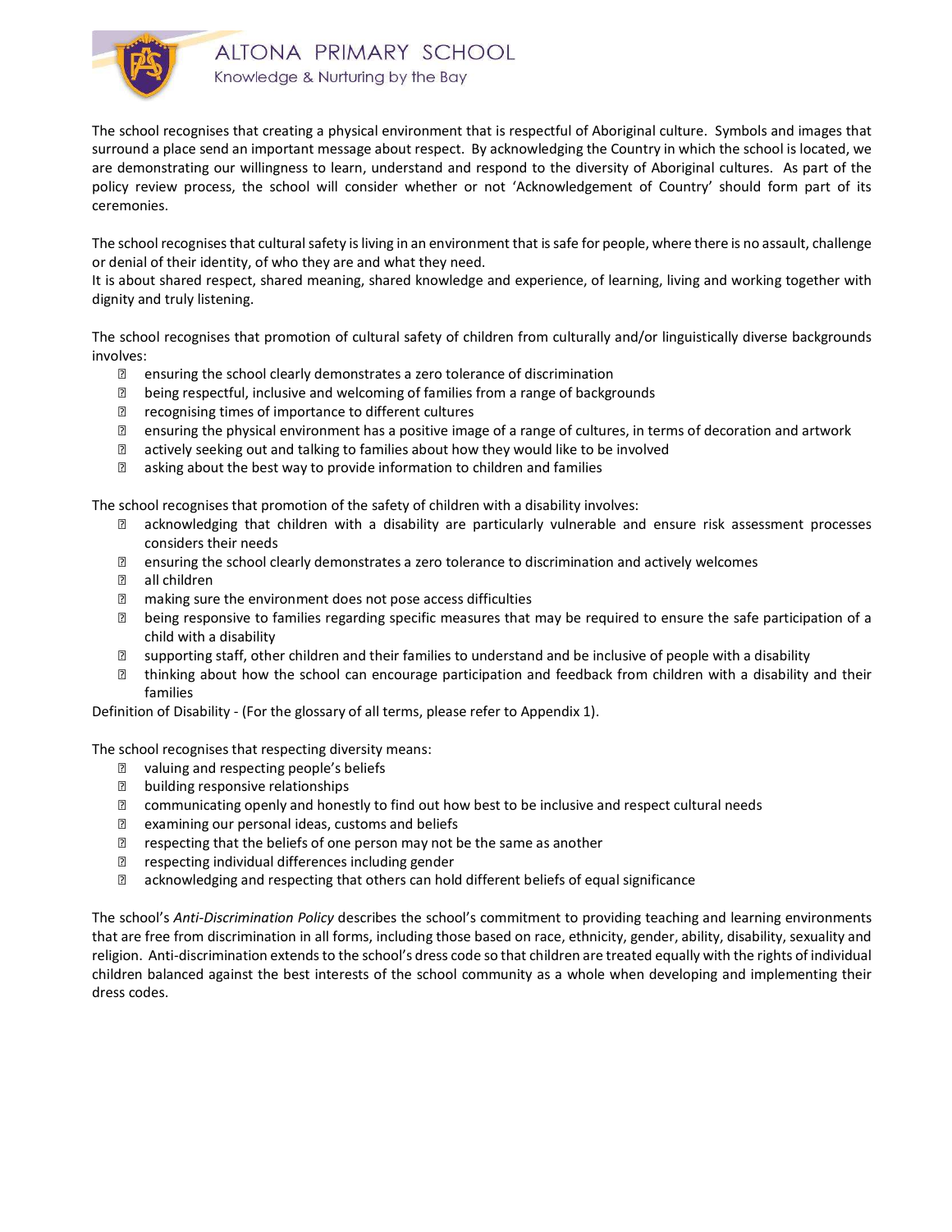The school recognises that creating a physical environment that is respectful of Aboriginal culture. Symbols and images that surround a place send an important message about respect. By acknowledging the Country in which the school is located, we are demonstrating our willingness to learn, understand and respond to the diversity of Aboriginal cultures. As part of the policy review process, the school will consider whether or not 'Acknowledgement of Country' should form part of its ceremonies.

The school recognises that cultural safety is living in an environment that is safe for people, where there is no assault, challenge or denial of their identity, of who they are and what they need.
It is about shared respect, shared meaning, shared knowledge and experience, of learning, living and working together with dignity and truly listening.

The school recognises that promotion of cultural safety of children from culturally and/or linguistically diverse backgrounds involves:

- ensuring the school clearly demonstrates a zero tolerance of discrimination
- being respectful, inclusive and welcoming of families from a range of backgrounds
- recognising times of importance to different cultures
- ensuring the physical environment has a positive image of a range of cultures, in terms of decoration and artwork
- actively seeking out and talking to families about how they would like to be involved
- asking about the best way to provide information to children and families

The school recognises that promotion of the safety of children with a disability involves:

- acknowledging that children with a disability are particularly vulnerable and ensure risk assessment processes considers their needs
- ensuring the school clearly demonstrates a zero tolerance to discrimination and actively welcomes
- all children
- making sure the environment does not pose access difficulties
- being responsive to families regarding specific measures that may be required to ensure the safe participation of a child with a disability
- supporting staff, other children and their families to understand and be inclusive of people with a disability
- thinking about how the school can encourage participation and feedback from children with a disability and their families

Definition of Disability - (For the glossary of all terms, please refer to Appendix 1).

The school recognises that respecting diversity means:

- valuing and respecting people's beliefs
- building responsive relationships
- communicating openly and honestly to find out how best to be inclusive and respect cultural needs
- examining our personal ideas, customs and beliefs
- respecting that the beliefs of one person may not be the same as another
- respecting individual differences including gender
- acknowledging and respecting that others can hold different beliefs of equal significance

The school's *Anti-Discrimination Policy* describes the school's commitment to providing teaching and learning environments that are free from discrimination in all forms, including those based on race, ethnicity, gender, ability, disability, sexuality and religion. Anti-discrimination extends to the school's dress code so that children are treated equally with the rights of individual children balanced against the best interests of the school community as a whole when developing and implementing their dress codes.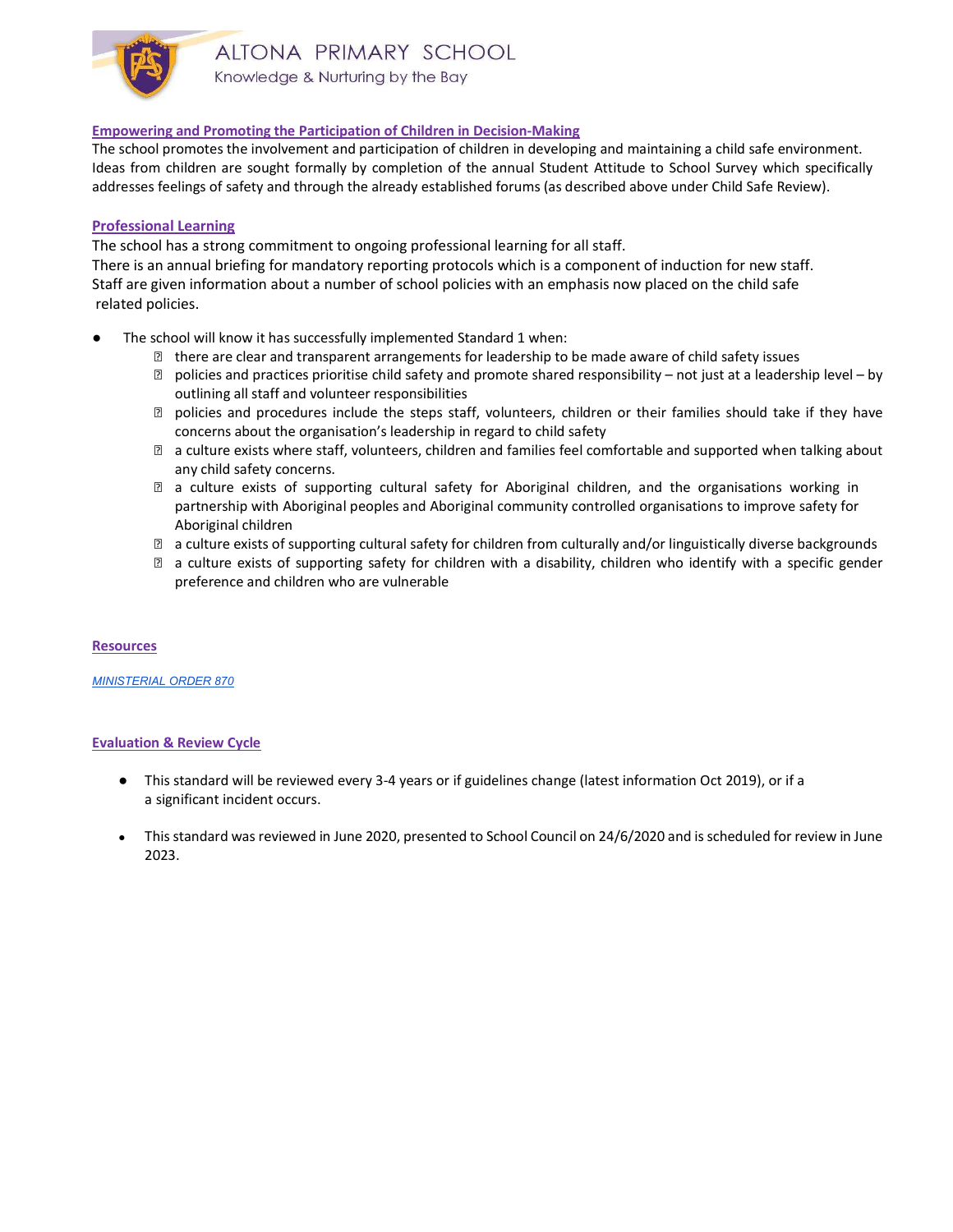## Empowering and Promoting the Participation of Children in Decision-Making

The school promotes the involvement and participation of children in developing and maintaining a child safe environment. Ideas from children are sought formally by completion of the annual Student Attitude to School Survey which specifically addresses feelings of safety and through the already established forums (as described above under Child Safe Review).

## Professional Learning

The school has a strong commitment to ongoing professional learning for all staff.
There is an annual briefing for mandatory reporting protocols which is a component of induction for new staff.
Staff are given information about a number of school policies with an emphasis now placed on the child safe related policies.

- The school will know it has successfully implemented Standard 1 when:
  - there are clear and transparent arrangements for leadership to be made aware of child safety issues
  - policies and practices prioritise child safety and promote shared responsibility – not just at a leadership level – by outlining all staff and volunteer responsibilities
  - policies and procedures include the steps staff, volunteers, children or their families should take if they have concerns about the organisation's leadership in regard to child safety
  - a culture exists where staff, volunteers, children and families feel comfortable and supported when talking about any child safety concerns.
  - a culture exists of supporting cultural safety for Aboriginal children, and the organisations working in partnership with Aboriginal peoples and Aboriginal community controlled organisations to improve safety for Aboriginal children
  - a culture exists of supporting cultural safety for children from culturally and/or linguistically diverse backgrounds
  - a culture exists of supporting safety for children with a disability, children who identify with a specific gender preference and children who are vulnerable

## Resources

*MINISTERIAL ORDER 870*

## Evaluation & Review Cycle

- This standard will be reviewed every 3-4 years or if guidelines change (latest information Oct 2019), or if a a significant incident occurs.
- This standard was reviewed in June 2020, presented to School Council on 24/6/2020 and is scheduled for review in June 2023.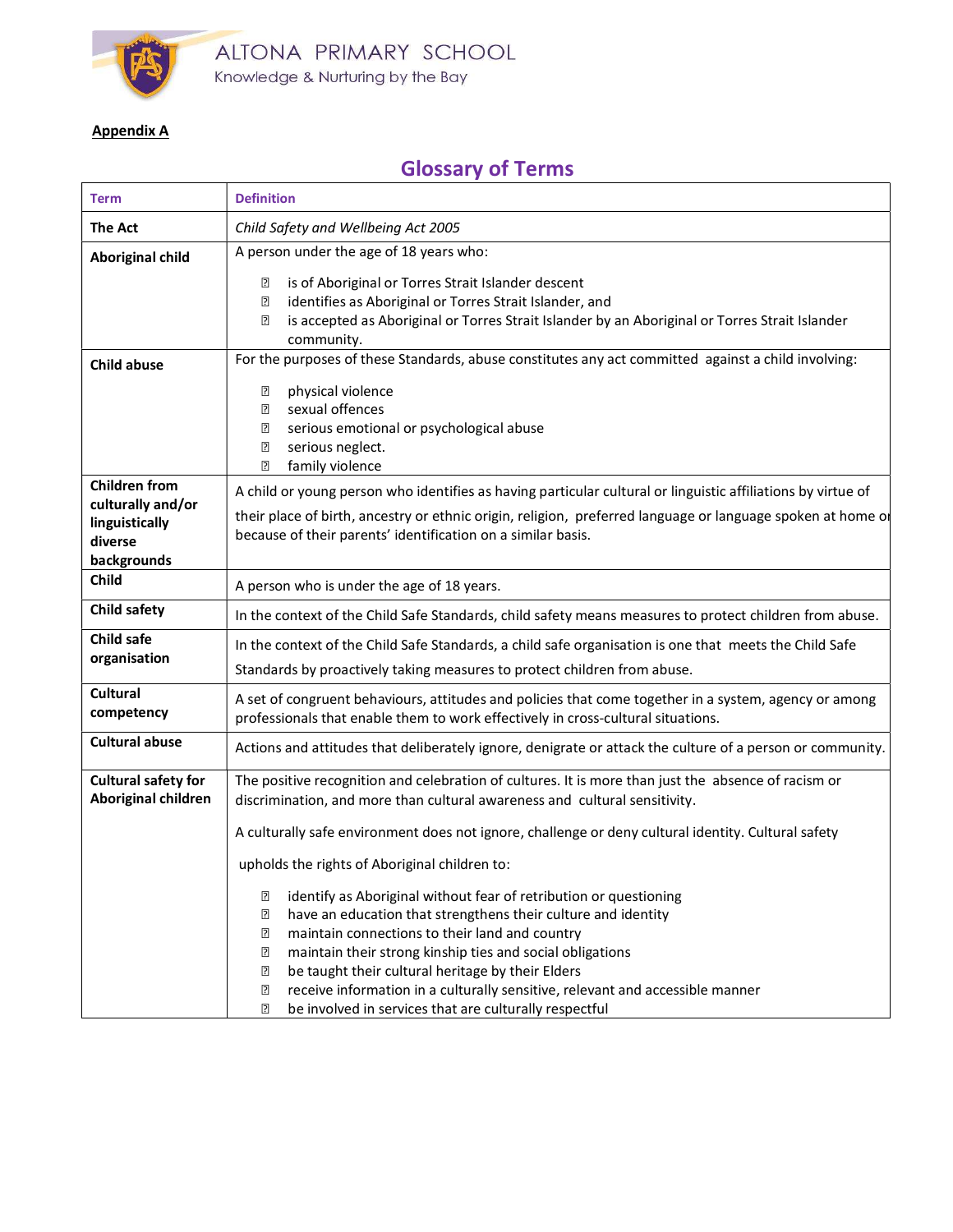**Appendix A**

## Glossary of Terms

| Term | Definition |
|---|---|
| **The Act** | *Child Safety and Wellbeing Act 2005* |
| **Aboriginal child** | A person under the age of 18 years who:<br>- is of Aboriginal or Torres Strait Islander descent<br>- identifies as Aboriginal or Torres Strait Islander, and<br>- is accepted as Aboriginal or Torres Strait Islander by an Aboriginal or Torres Strait Islander community. |
| **Child abuse** | For the purposes of these Standards, abuse constitutes any act committed against a child involving:<br>- physical violence<br>- sexual offences<br>- serious emotional or psychological abuse<br>- serious neglect.<br>- family violence |
| **Children from culturally and/or linguistically diverse backgrounds** | A child or young person who identifies as having particular cultural or linguistic affiliations by virtue of their place of birth, ancestry or ethnic origin, religion, preferred language or language spoken at home or because of their parents' identification on a similar basis. |
| **Child** | A person who is under the age of 18 years. |
| **Child safety** | In the context of the Child Safe Standards, child safety means measures to protect children from abuse. |
| **Child safe organisation** | In the context of the Child Safe Standards, a child safe organisation is one that meets the Child Safe Standards by proactively taking measures to protect children from abuse. |
| **Cultural competency** | A set of congruent behaviours, attitudes and policies that come together in a system, agency or among professionals that enable them to work effectively in cross-cultural situations. |
| **Cultural abuse** | Actions and attitudes that deliberately ignore, denigrate or attack the culture of a person or community. |
| **Cultural safety for Aboriginal children** | The positive recognition and celebration of cultures. It is more than just the absence of racism or discrimination, and more than cultural awareness and cultural sensitivity.<br><br>A culturally safe environment does not ignore, challenge or deny cultural identity. Cultural safety upholds the rights of Aboriginal children to:<br>- identify as Aboriginal without fear of retribution or questioning<br>- have an education that strengthens their culture and identity<br>- maintain connections to their land and country<br>- maintain their strong kinship ties and social obligations<br>- be taught their cultural heritage by their Elders<br>- receive information in a culturally sensitive, relevant and accessible manner<br>- be involved in services that are culturally respectful |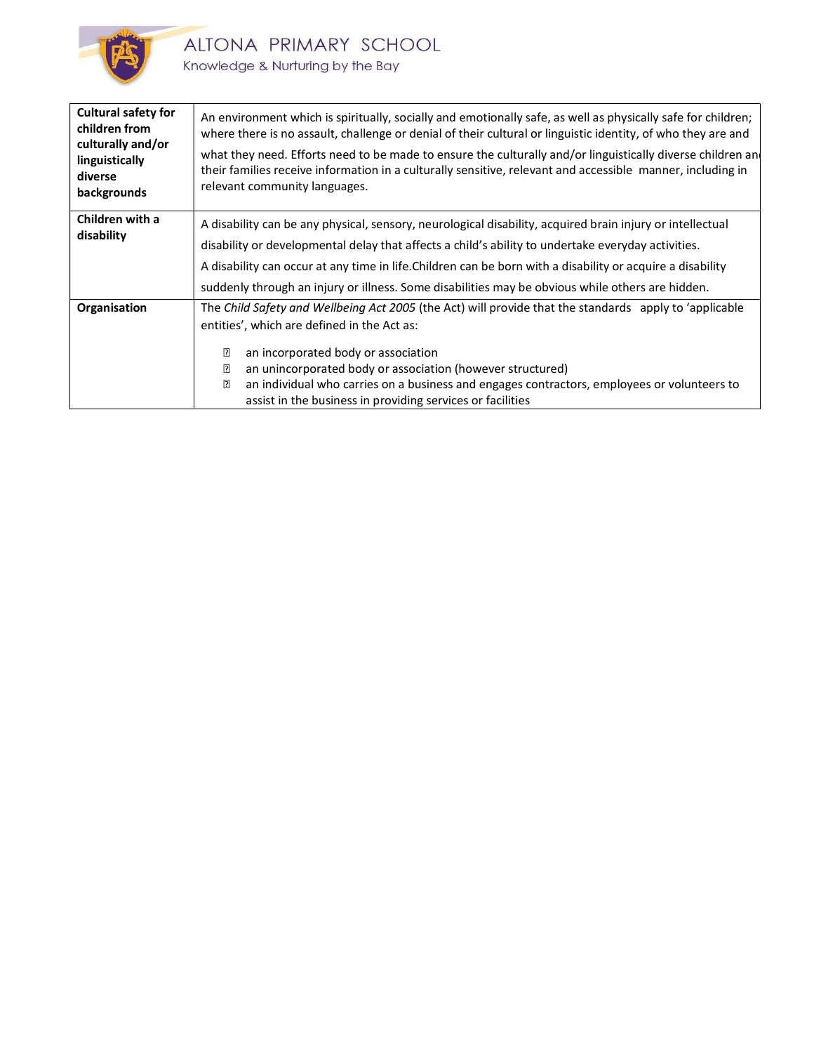| | |
|---|---|
| **Cultural safety for children from culturally and/or linguistically diverse backgrounds** | An environment which is spiritually, socially and emotionally safe, as well as physically safe for children; where there is no assault, challenge or denial of their cultural or linguistic identity, of who they are and what they need. Efforts need to be made to ensure the culturally and/or linguistically diverse children and their families receive information in a culturally sensitive, relevant and accessible manner, including in relevant community languages. |
| **Children with a disability** | A disability can be any physical, sensory, neurological disability, acquired brain injury or intellectual disability or developmental delay that affects a child's ability to undertake everyday activities. A disability can occur at any time in life.Children can be born with a disability or acquire a disability suddenly through an injury or illness. Some disabilities may be obvious while others are hidden. |
| **Organisation** | The *Child Safety and Wellbeing Act 2005* (the Act) will provide that the standards apply to 'applicable entities', which are defined in the Act as:<br>- an incorporated body or association<br>- an unincorporated body or association (however structured)<br>- an individual who carries on a business and engages contractors, employees or volunteers to assist in the business in providing services or facilities |